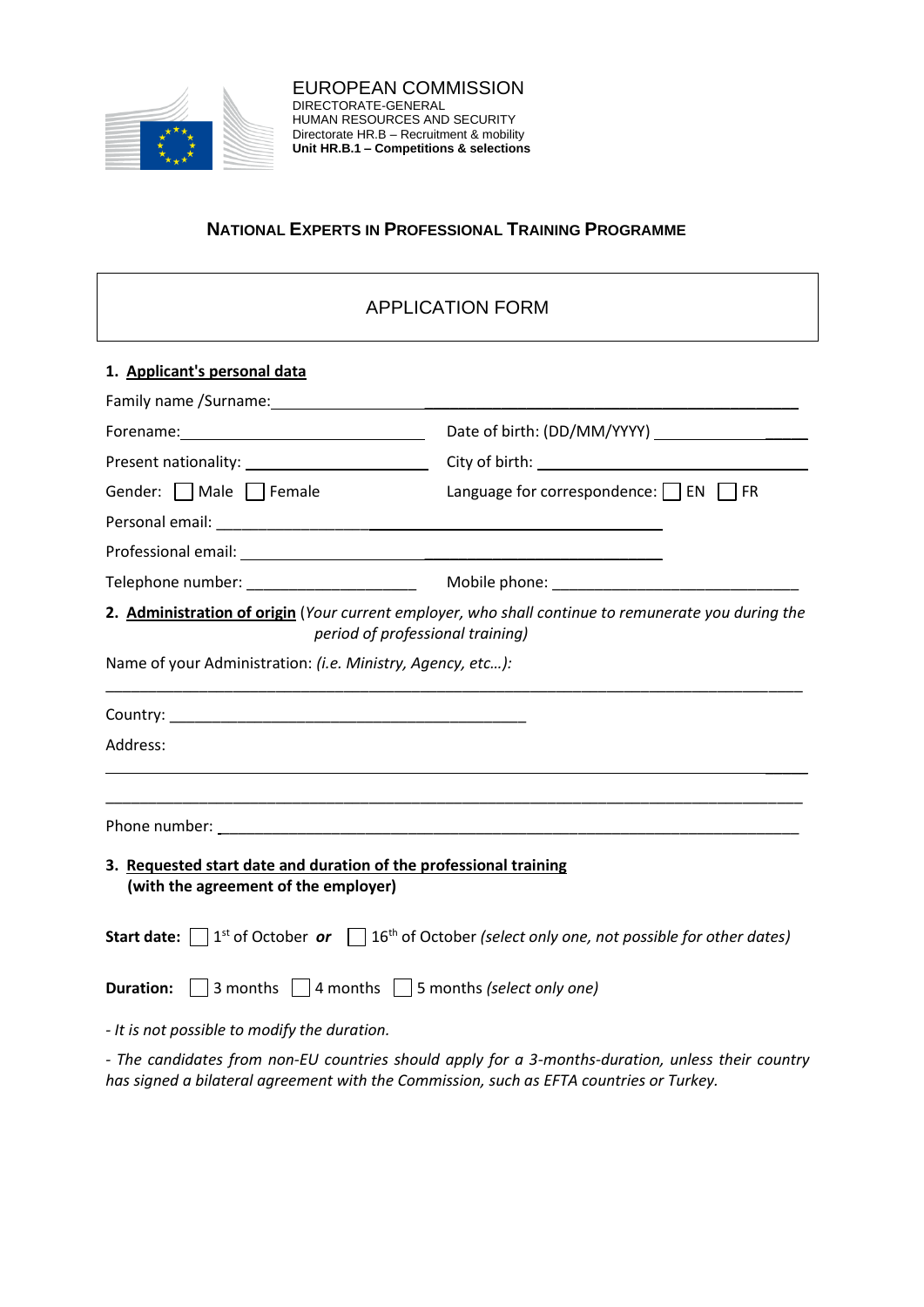EUROPEAN COMMISSION
DIRECTORATE-GENERAL
HUMAN RESOURCES AND SECURITY
Directorate HR.B – Recruitment & mobility
**Unit HR.B.1 – Competitions & selections**

## NATIONAL EXPERTS IN PROFESSIONAL TRAINING PROGRAMME

# APPLICATION FORM

**1. Applicant's personal data**

Family name /Surname: ___________________________________________

Forename: ______________________________ Date of birth: (DD/MM/YYYY) ____________________

Present nationality: ________________________ City of birth: ______________________________

Gender: ☐ Male ☐ Female Language for correspondence: ☐ EN ☐ FR

Personal email: ___________________________________________

Professional email: ___________________________________________

Telephone number: ____________________ Mobile phone: ____________________________

**2. Administration of origin** (*Your current employer, who shall continue to remunerate you during the period of professional training)*

Name of your Administration: *(i.e. Ministry, Agency, etc…):*

_____________________________________________________________________________

Country: ___________________________________________

Address:

_____________________________________________________________________________

_____________________________________________________________________________

Phone number: _______________________________________________________________

**3. Requested start date and duration of the professional training (with the agreement of the employer)**

**Start date:** ☐ 1st of October ***or*** ☐ 16th of October *(select only one, not possible for other dates)*

**Duration:** ☐ 3 months ☐ 4 months ☐ 5 months *(select only one)*

*- It is not possible to modify the duration.*

*- The candidates from non-EU countries should apply for a 3-months-duration, unless their country has signed a bilateral agreement with the Commission, such as EFTA countries or Turkey.*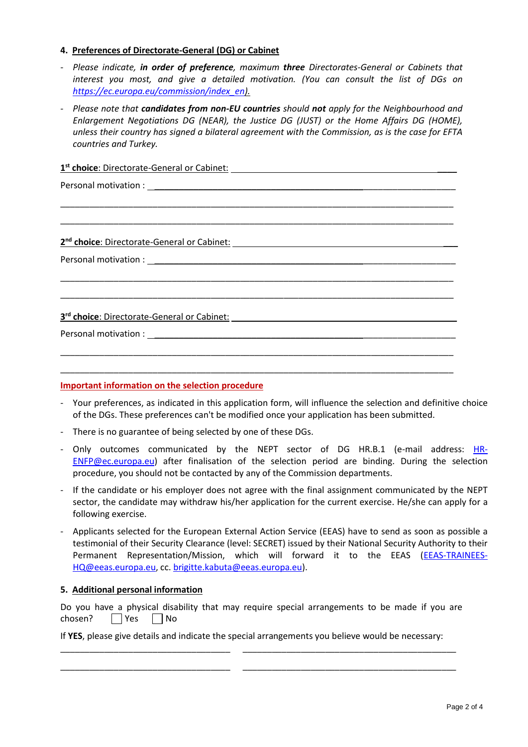## 4. Preferences of Directorate-General (DG) or Cabinet

- *Please indicate, **in order of preference**, maximum **three** Directorates-General or Cabinets that interest you most, and give a detailed motivation. (You can consult the list of DGs on [https://ec.europa.eu/commission/index_en](https://ec.europa.eu/commission/index_en)).*
- *Please note that **candidates from non-EU countries** should **not** apply for the Neighbourhood and Enlargement Negotiations DG (NEAR), the Justice DG (JUST) or the Home Affairs DG (HOME), unless their country has signed a bilateral agreement with the Commission, as is the case for EFTA countries and Turkey.*

**1st choice**: Directorate-General or Cabinet: ______________________________

Personal motivation : ______________________________

______________________________

______________________________

**2nd choice**: Directorate-General or Cabinet: ______________________________

Personal motivation : ______________________________

______________________________

______________________________

**3rd choice**: Directorate-General or Cabinet: ______________________________

Personal motivation : ______________________________

______________________________

______________________________

**Important information on the selection procedure**

- Your preferences, as indicated in this application form, will influence the selection and definitive choice of the DGs. These preferences can't be modified once your application has been submitted.
- There is no guarantee of being selected by one of these DGs.
- Only outcomes communicated by the NEPT sector of DG HR.B.1 (e-mail address: [HR-ENFP@ec.europa.eu](mailto:HR-ENFP@ec.europa.eu)) after finalisation of the selection period are binding. During the selection procedure, you should not be contacted by any of the Commission departments.
- If the candidate or his employer does not agree with the final assignment communicated by the NEPT sector, the candidate may withdraw his/her application for the current exercise. He/she can apply for a following exercise.
- Applicants selected for the European External Action Service (EEAS) have to send as soon as possible a testimonial of their Security Clearance (level: SECRET) issued by their National Security Authority to their Permanent Representation/Mission, which will forward it to the EEAS ([EEAS-TRAINEES-HQ@eeas.europa.eu](mailto:EEAS-TRAINEES-HQ@eeas.europa.eu), cc. [brigitte.kabuta@eeas.europa.eu](mailto:brigitte.kabuta@eeas.europa.eu)).

## 5. Additional personal information

Do you have a physical disability that may require special arrangements to be made if you are chosen? ☐ Yes ☐ No

If **YES**, please give details and indicate the special arrangements you believe would be necessary:

______________________________ ______________________________

______________________________ ______________________________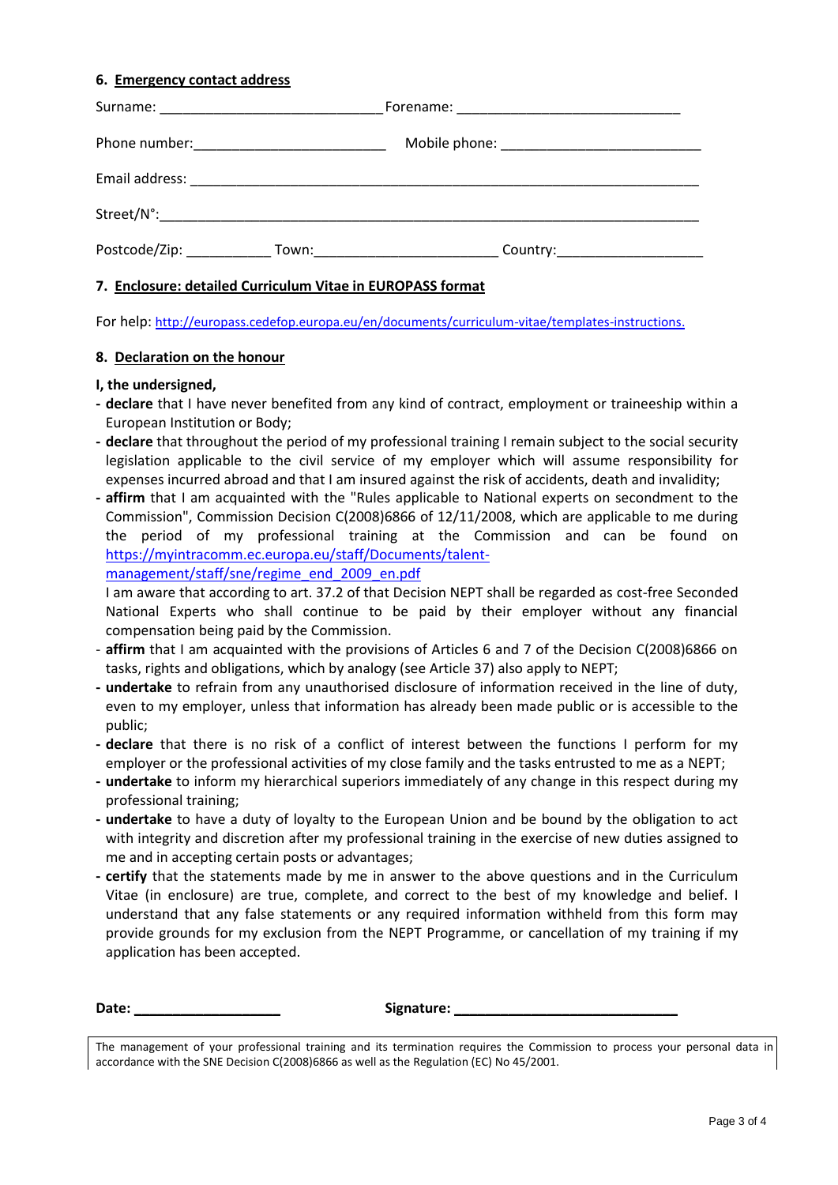## 6. Emergency contact address

Surname: ______________________________ Forename: ______________________________

Phone number: __________________________ Mobile phone: ___________________________

Email address: _______________________________________________________________________

Street/N°: ___________________________________________________________________________

Postcode/Zip: ___________ Town: ________________________ Country: ___________________

## 7. Enclosure: detailed Curriculum Vitae in EUROPASS format

For help: [http://europass.cedefop.europa.eu/en/documents/curriculum-vitae/templates-instructions.](http://europass.cedefop.europa.eu/en/documents/curriculum-vitae/templates-instructions)

## 8. Declaration on the honour

**I, the undersigned,**

- **declare** that I have never benefited from any kind of contract, employment or traineeship within a European Institution or Body;
- **declare** that throughout the period of my professional training I remain subject to the social security legislation applicable to the civil service of my employer which will assume responsibility for expenses incurred abroad and that I am insured against the risk of accidents, death and invalidity;
- **affirm** that I am acquainted with the "Rules applicable to National experts on secondment to the Commission", Commission Decision C(2008)6866 of 12/11/2008, which are applicable to me during the period of my professional training at the Commission and can be found on [https://myintracomm.ec.europa.eu/staff/Documents/talent-management/staff/sne/regime_end_2009_en.pdf](https://myintracomm.ec.europa.eu/staff/Documents/talent-management/staff/sne/regime_end_2009_en.pdf)

  I am aware that according to art. 37.2 of that Decision NEPT shall be regarded as cost-free Seconded National Experts who shall continue to be paid by their employer without any financial compensation being paid by the Commission.
- **affirm** that I am acquainted with the provisions of Articles 6 and 7 of the Decision C(2008)6866 on tasks, rights and obligations, which by analogy (see Article 37) also apply to NEPT;
- **undertake** to refrain from any unauthorised disclosure of information received in the line of duty, even to my employer, unless that information has already been made public or is accessible to the public;
- **declare** that there is no risk of a conflict of interest between the functions I perform for my employer or the professional activities of my close family and the tasks entrusted to me as a NEPT;
- **undertake** to inform my hierarchical superiors immediately of any change in this respect during my professional training;
- **undertake** to have a duty of loyalty to the European Union and be bound by the obligation to act with integrity and discretion after my professional training in the exercise of new duties assigned to me and in accepting certain posts or advantages;
- **certify** that the statements made by me in answer to the above questions and in the Curriculum Vitae (in enclosure) are true, complete, and correct to the best of my knowledge and belief. I understand that any false statements or any required information withheld from this form may provide grounds for my exclusion from the NEPT Programme, or cancellation of my training if my application has been accepted.

**Date:** ___________________ **Signature:** ______________________________

The management of your professional training and its termination requires the Commission to process your personal data in accordance with the SNE Decision C(2008)6866 as well as the Regulation (EC) No 45/2001.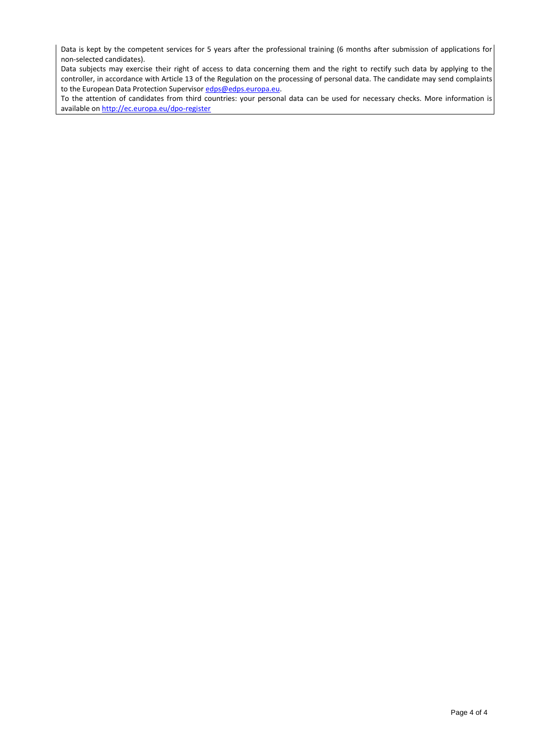Data is kept by the competent services for 5 years after the professional training (6 months after submission of applications for non-selected candidates).

Data subjects may exercise their right of access to data concerning them and the right to rectify such data by applying to the controller, in accordance with Article 13 of the Regulation on the processing of personal data. The candidate may send complaints to the European Data Protection Supervisor edps@edps.europa.eu.

To the attention of candidates from third countries: your personal data can be used for necessary checks. More information is available on http://ec.europa.eu/dpo-register